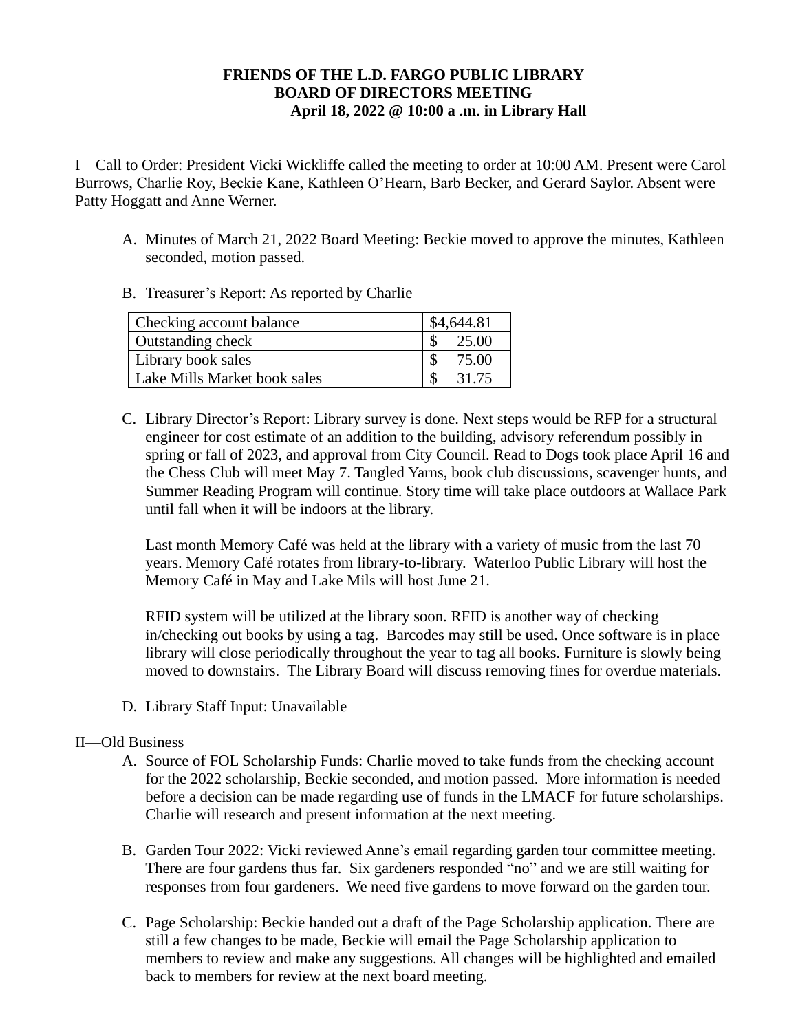**FRIENDS OF THE L.D. FARGO PUBLIC LIBRARY**
**BOARD OF DIRECTORS MEETING**
**April 18, 2022 @ 10:00 a .m. in Library Hall**

I—Call to Order: President Vicki Wickliffe called the meeting to order at 10:00 AM. Present were Carol Burrows, Charlie Roy, Beckie Kane, Kathleen O'Hearn, Barb Becker, and Gerard Saylor. Absent were Patty Hoggatt and Anne Werner.

A. Minutes of March 21, 2022 Board Meeting: Beckie moved to approve the minutes, Kathleen seconded, motion passed.

B. Treasurer's Report: As reported by Charlie

| Checking account balance | $4,644.81 |
|---|---|
| Outstanding check | $ 25.00 |
| Library book sales | $ 75.00 |
| Lake Mills Market book sales | $ 31.75 |

C. Library Director's Report: Library survey is done. Next steps would be RFP for a structural engineer for cost estimate of an addition to the building, advisory referendum possibly in spring or fall of 2023, and approval from City Council. Read to Dogs took place April 16 and the Chess Club will meet May 7. Tangled Yarns, book club discussions, scavenger hunts, and Summer Reading Program will continue. Story time will take place outdoors at Wallace Park until fall when it will be indoors at the library.

   Last month Memory Café was held at the library with a variety of music from the last 70 years. Memory Café rotates from library-to-library. Waterloo Public Library will host the Memory Café in May and Lake Mils will host June 21.

   RFID system will be utilized at the library soon. RFID is another way of checking in/checking out books by using a tag. Barcodes may still be used. Once software is in place library will close periodically throughout the year to tag all books. Furniture is slowly being moved to downstairs. The Library Board will discuss removing fines for overdue materials.

D. Library Staff Input: Unavailable

II—Old Business

A. Source of FOL Scholarship Funds: Charlie moved to take funds from the checking account for the 2022 scholarship, Beckie seconded, and motion passed. More information is needed before a decision can be made regarding use of funds in the LMACF for future scholarships. Charlie will research and present information at the next meeting.

B. Garden Tour 2022: Vicki reviewed Anne's email regarding garden tour committee meeting. There are four gardens thus far. Six gardeners responded "no" and we are still waiting for responses from four gardeners. We need five gardens to move forward on the garden tour.

C. Page Scholarship: Beckie handed out a draft of the Page Scholarship application. There are still a few changes to be made, Beckie will email the Page Scholarship application to members to review and make any suggestions. All changes will be highlighted and emailed back to members for review at the next board meeting.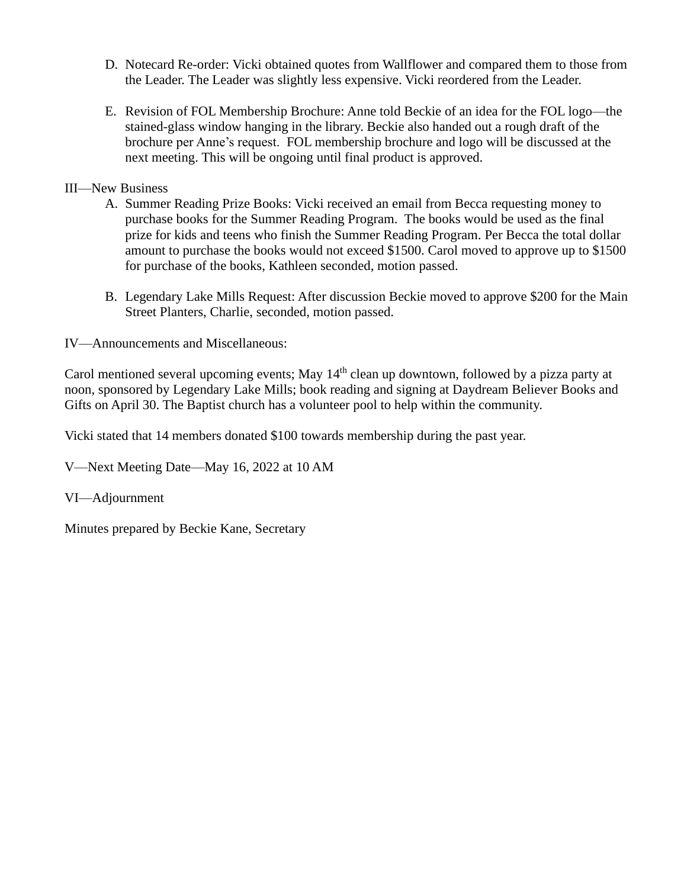D. Notecard Re-order: Vicki obtained quotes from Wallflower and compared them to those from the Leader. The Leader was slightly less expensive. Vicki reordered from the Leader.

E. Revision of FOL Membership Brochure: Anne told Beckie of an idea for the FOL logo—the stained-glass window hanging in the library. Beckie also handed out a rough draft of the brochure per Anne's request. FOL membership brochure and logo will be discussed at the next meeting. This will be ongoing until final product is approved.

III—New Business

A. Summer Reading Prize Books: Vicki received an email from Becca requesting money to purchase books for the Summer Reading Program. The books would be used as the final prize for kids and teens who finish the Summer Reading Program. Per Becca the total dollar amount to purchase the books would not exceed $1500. Carol moved to approve up to $1500 for purchase of the books, Kathleen seconded, motion passed.

B. Legendary Lake Mills Request: After discussion Beckie moved to approve $200 for the Main Street Planters, Charlie, seconded, motion passed.

IV—Announcements and Miscellaneous:

Carol mentioned several upcoming events; May 14th clean up downtown, followed by a pizza party at noon, sponsored by Legendary Lake Mills; book reading and signing at Daydream Believer Books and Gifts on April 30. The Baptist church has a volunteer pool to help within the community.

Vicki stated that 14 members donated $100 towards membership during the past year.

V—Next Meeting Date—May 16, 2022 at 10 AM

VI—Adjournment

Minutes prepared by Beckie Kane, Secretary